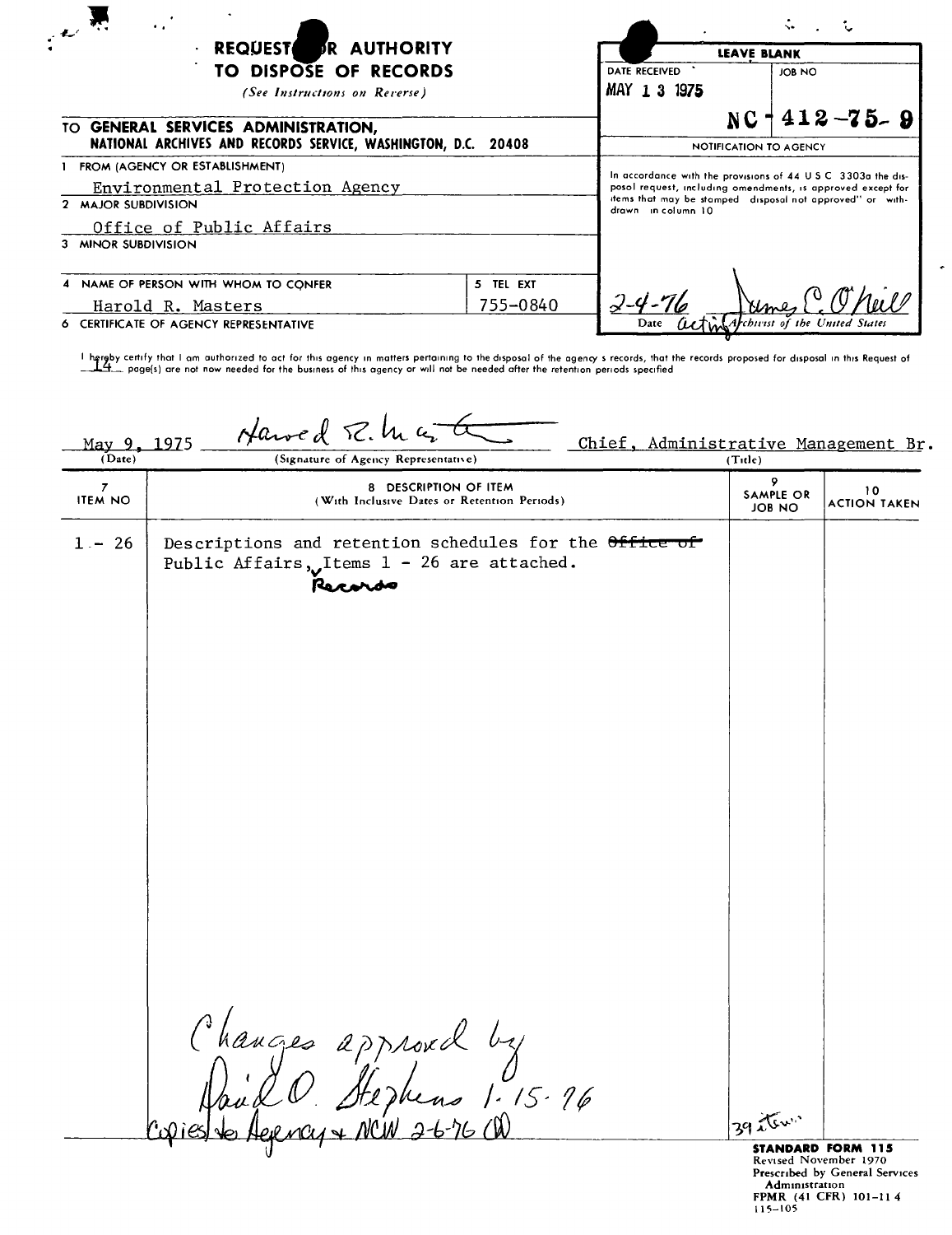# REQUEST FOR AUTHORITY TO DISPOSE OF RECORDS

*(See Instructions on Reverse)*

**LEAVE BLANK**

| DATE RECEIVED | JOB NO |
|---|---|
| MAY 1 3 1975 | NC 1 412-75-9 |

**NOTIFICATION TO AGENCY**

In accordance with the provisions of 44 U S C 3303a the disposal request, including amendments, is approved except for items that may be stamped "disposal not approved" or "withdrawn" in column 10

2-4-76 — James E. O'Neill

Date — acting Archivist of the United States

**TO GENERAL SERVICES ADMINISTRATION, NATIONAL ARCHIVES AND RECORDS SERVICE, WASHINGTON, D.C. 20408**

1 FROM (AGENCY OR ESTABLISHMENT)
Environmental Protection Agency

2 MAJOR SUBDIVISION
Office of Public Affairs

3 MINOR SUBDIVISION

4 NAME OF PERSON WITH WHOM TO CONFER
Harold R. Masters

5 TEL EXT
755-0840

6 CERTIFICATE OF AGENCY REPRESENTATIVE

I hereby certify that I am authorized to act for this agency in matters pertaining to the disposal of the agency's records, that the records proposed for disposal in this Request of 14 page(s) are not now needed for the business of this agency or will not be needed after the retention periods specified

| May 9, 1975 | Harold R. Masters | Chief, Administrative Management Br. |
|---|---|---|
| (Date) | (Signature of Agency Representative) | (Title) |

| 7 ITEM NO | 8 DESCRIPTION OF ITEM (With Inclusive Dates or Retention Periods) | 9 SAMPLE OR JOB NO | 10 ACTION TAKEN |
|---|---|---|---|
| 1 - 26 | Descriptions and retention schedules for the ~~Office of~~ Public Affairs Records, Items 1 - 26 are attached. | | |

Changes approved by David O. Stephens 1-15-76

Copies to Agency + NCW 2-6-76 (W)

39 items

**STANDARD FORM 115**
Revised November 1970
Prescribed by General Services Administration
FPMR (41 CFR) 101-11 4
115-105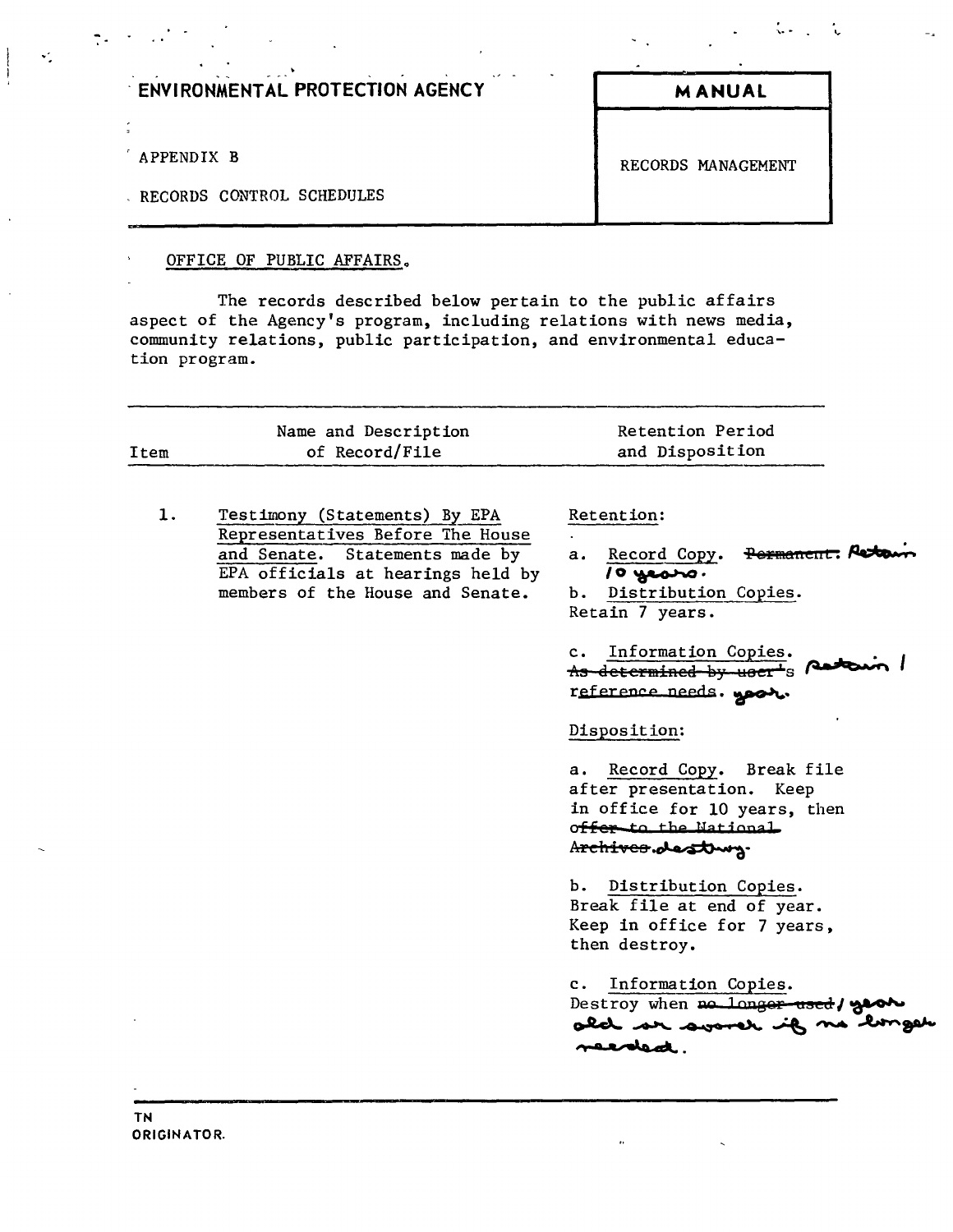**ENVIRONMENTAL PROTECTION AGENCY**

APPENDIX B

RECORDS CONTROL SCHEDULES

**MANUAL**

RECORDS MANAGEMENT

OFFICE OF PUBLIC AFFAIRS.

The records described below pertain to the public affairs aspect of the Agency's program, including relations with news media, community relations, public participation, and environmental education program.

| Item | Name and Description of Record/File | Retention Period and Disposition |
|---|---|---|
| 1. | Testimony (Statements) By EPA Representatives Before The House and Senate. Statements made by EPA officials at hearings held by members of the House and Senate. | Retention:<br><br>a. Record Copy. ~~Permanent.~~ Retain 10 years.<br><br>b. Distribution Copies. Retain 7 years.<br><br>c. Information Copies. ~~As determined by user's reference needs.~~ Retain 1 year.<br><br>Disposition:<br><br>a. Record Copy. Break file after presentation. Keep in office for 10 years, then ~~offer to the National Archives.~~ destroy.<br><br>b. Distribution Copies. Break file at end of year. Keep in office for 7 years, then destroy.<br><br>c. Information Copies. Destroy when ~~no longer used~~ 1 year old or sooner if no longer needed. |

TN
ORIGINATOR.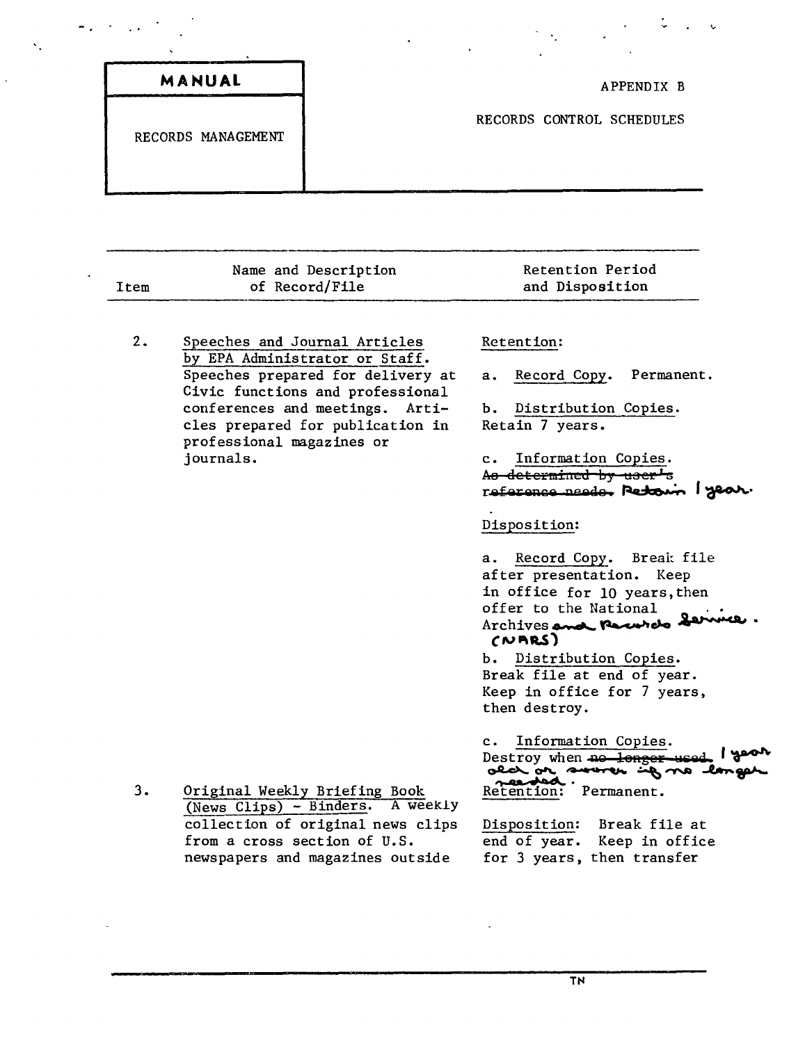| MANUAL | APPENDIX B |
|---|---|
| RECORDS MANAGEMENT | RECORDS CONTROL SCHEDULES |

| Item | Name and Description of Record/File | Retention Period and Disposition |
|---|---|---|
| 2. | Speeches and Journal Articles by EPA Administrator or Staff. Speeches prepared for delivery at Civic functions and professional conferences and meetings. Articles prepared for publication in professional magazines or journals. | Retention:<br><br>a. Record Copy. Permanent.<br><br>b. Distribution Copies. Retain 7 years.<br><br>c. Information Copies. ~~As determined by user's reference needs.~~ Retain 1 year.<br><br>Disposition:<br><br>a. Record Copy. Break file after presentation. Keep in office for 10 years, then offer to the National Archives and Records Service. (NARS)<br><br>b. Distribution Copies. Break file at end of year. Keep in office for 7 years, then destroy.<br><br>c. Information Copies. Destroy when ~~no longer used.~~ 1 year old or sooner if no longer needed. |
| 3. | Original Weekly Briefing Book (News Clips) - Binders. A weekly collection of original news clips from a cross section of U.S. newspapers and magazines outside | Retention: Permanent.<br><br>Disposition: Break file at end of year. Keep in office for 3 years, then transfer |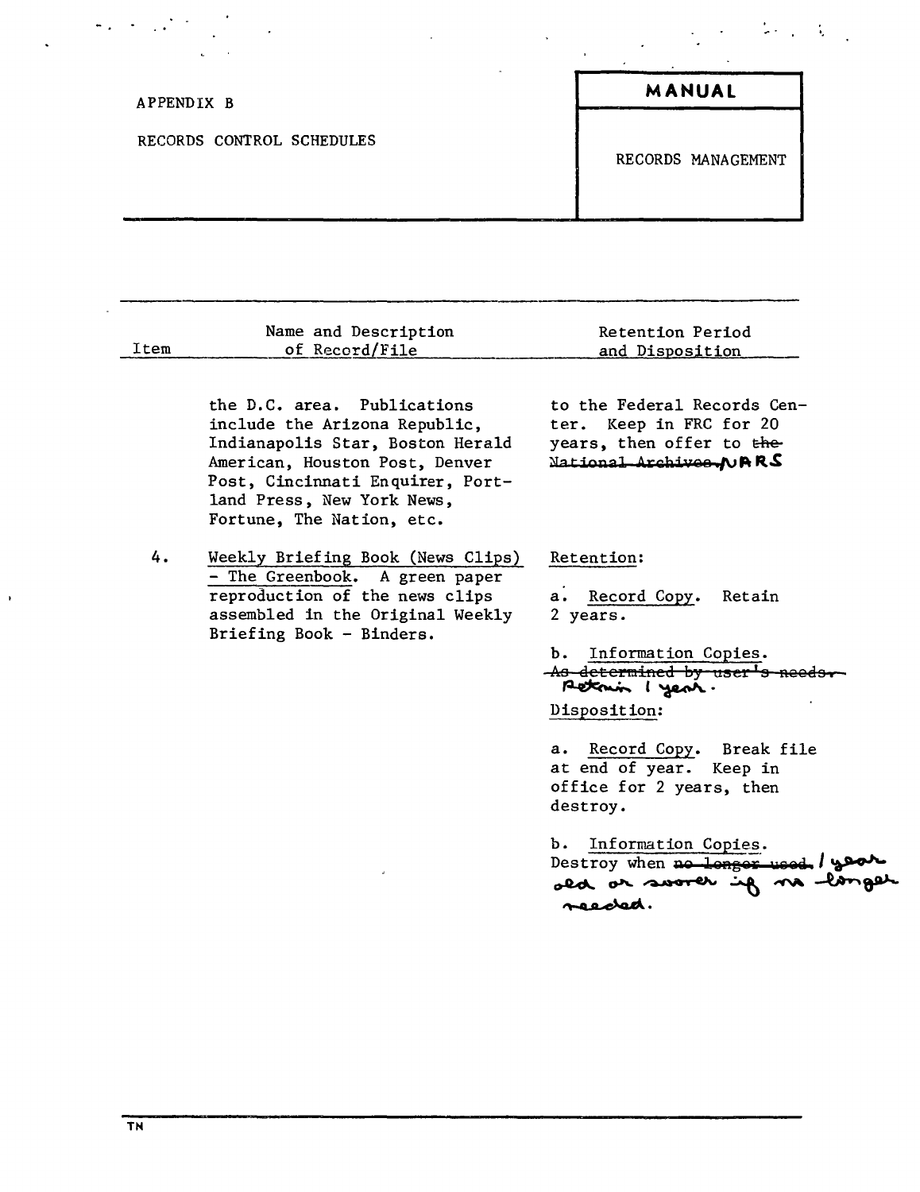APPENDIX B

RECORDS CONTROL SCHEDULES

**MANUAL**

RECORDS MANAGEMENT

| Item | Name and Description of Record/File | Retention Period and Disposition |
|---|---|---|
| | the D.C. area. Publications include the Arizona Republic, Indianapolis Star, Boston Herald American, Houston Post, Denver Post, Cincinnati Enquirer, Portland Press, New York News, Fortune, The Nation, etc. | to the Federal Records Center. Keep in FRC for 20 years, then offer to ~~the National Archives.~~ NARS |
| 4. | Weekly Briefing Book (News Clips) - The Greenbook. A green paper reproduction of the news clips assembled in the Original Weekly Briefing Book - Binders. | Retention:<br><br>a. Record Copy. Retain 2 years.<br><br>b. Information Copies. ~~As determined by user's needs.~~ Retain 1 year.<br><br>Disposition:<br><br>a. Record Copy. Break file at end of year. Keep in office for 2 years, then destroy.<br><br>b. Information Copies. Destroy when ~~no longer used.~~ 1 year old or sooner if no longer needed. |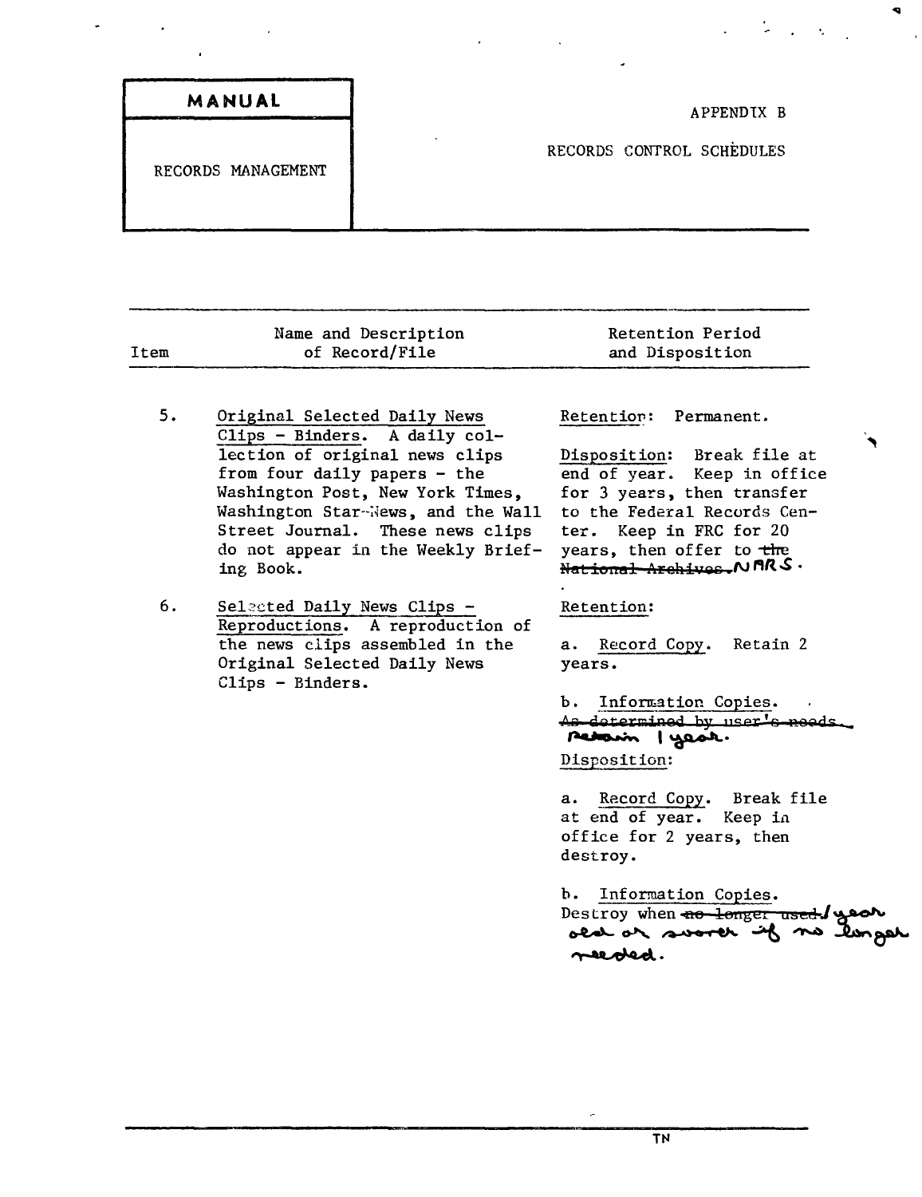| MANUAL | APPENDIX B |
| --- | --- |
| RECORDS MANAGEMENT | RECORDS CONTROL SCHEDULES |

| Item | Name and Description of Record/File | Retention Period and Disposition |
| --- | --- | --- |
| 5. | Original Selected Daily News Clips - Binders. A daily collection of original news clips from four daily papers - the Washington Post, New York Times, Washington Star-News, and the Wall Street Journal. These news clips do not appear in the Weekly Briefing Book. | Retention: Permanent.<br><br>Disposition: Break file at end of year. Keep in office for 3 years, then transfer to the Federal Records Center. Keep in FRC for 20 years, then offer to ~~the National Archives.~~ NARS. |
| 6. | Selected Daily News Clips - Reproductions. A reproduction of the news clips assembled in the Original Selected Daily News Clips - Binders. | Retention:<br><br>a. Record Copy. Retain 2 years.<br><br>b. Information Copies. ~~As determined by user's needs.~~ Retain 1 year.<br><br>Disposition:<br><br>a. Record Copy. Break file at end of year. Keep in office for 2 years, then destroy.<br><br>b. Information Copies. Destroy when ~~no longer used.~~ 1 year old or sooner if no longer needed. |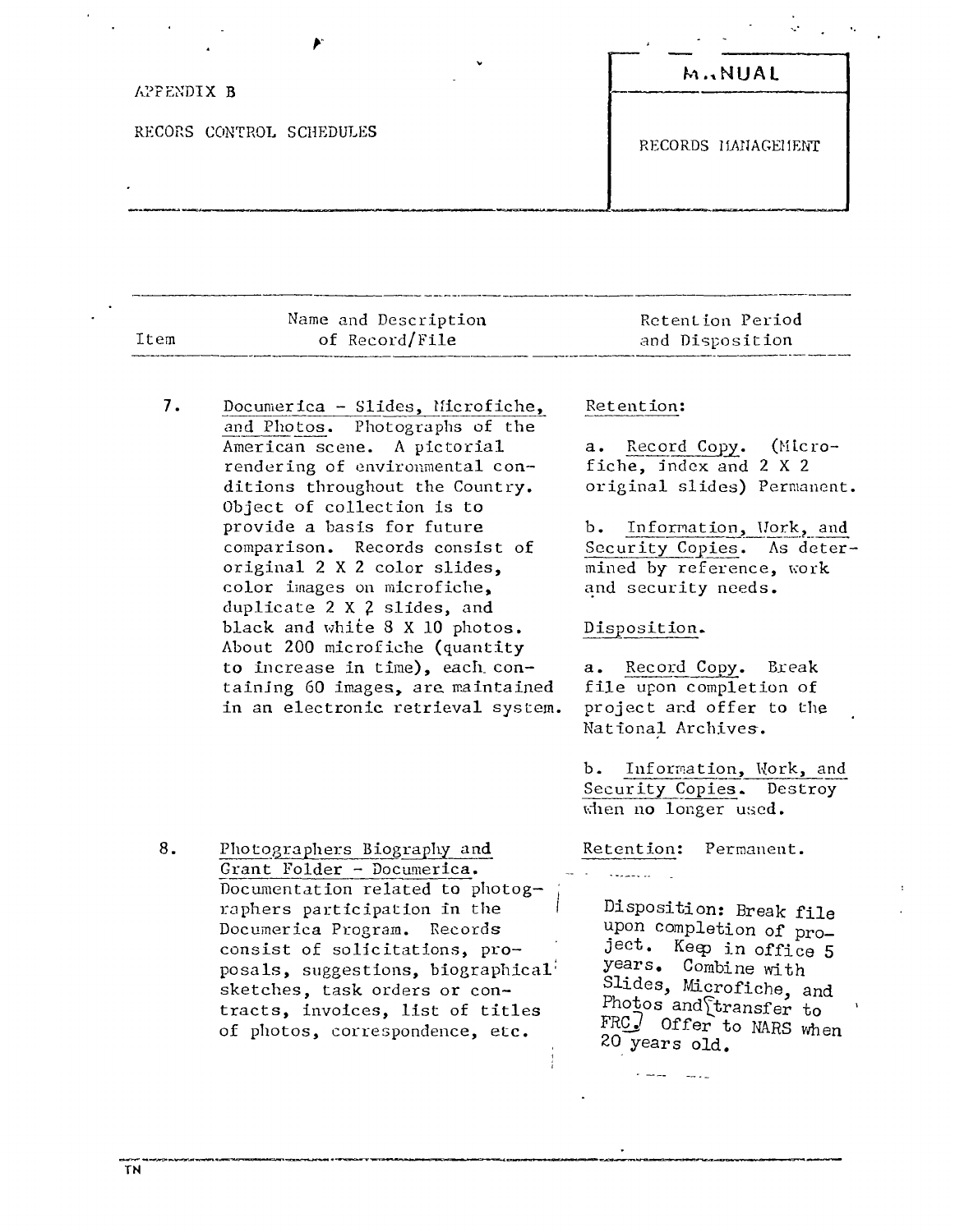APPENDIX B

RECORS CONTROL SCHEDULES

**MANUAL**

RECORDS MANAGEMENT

| Item | Name and Description of Record/File | Retention Period and Disposition |
|---|---|---|
| 7. | Documerica - Slides, Microfiche, and Photos. Photographs of the American scene. A pictorial rendering of environmental conditions throughout the Country. Object of collection is to provide a basis for future comparison. Records consist of original 2 X 2 color slides, color images on microfiche, duplicate 2 X 2 slides, and black and white 8 X 10 photos. About 200 microfiche (quantity to increase in time), each containing 60 images, are maintained in an electronic retrieval system. | Retention:<br><br>a. Record Copy. (Microfiche, index and 2 X 2 original slides) Permanent.<br><br>b. Information, Work, and Security Copies. As determined by reference, work and security needs.<br><br>Disposition.<br><br>a. Record Copy. Break file upon completion of project and offer to the National Archives.<br><br>b. Information, Work, and Security Copies. Destroy when no longer used. |
| 8. | Photographers Biography and Grant Folder - Documerica. Documentation related to photographers participation in the Documerica Program. Records consist of solicitations, proposals, suggestions, biographical sketches, task orders or contracts, invoices, list of titles of photos, correspondence, etc. | Retention: Permanent.<br><br>Disposition: Break file upon completion of project. Keep in office 5 years. Combine with Slides, Microfiche, and Photos and transfer to FRC. Offer to NARS when 20 years old. |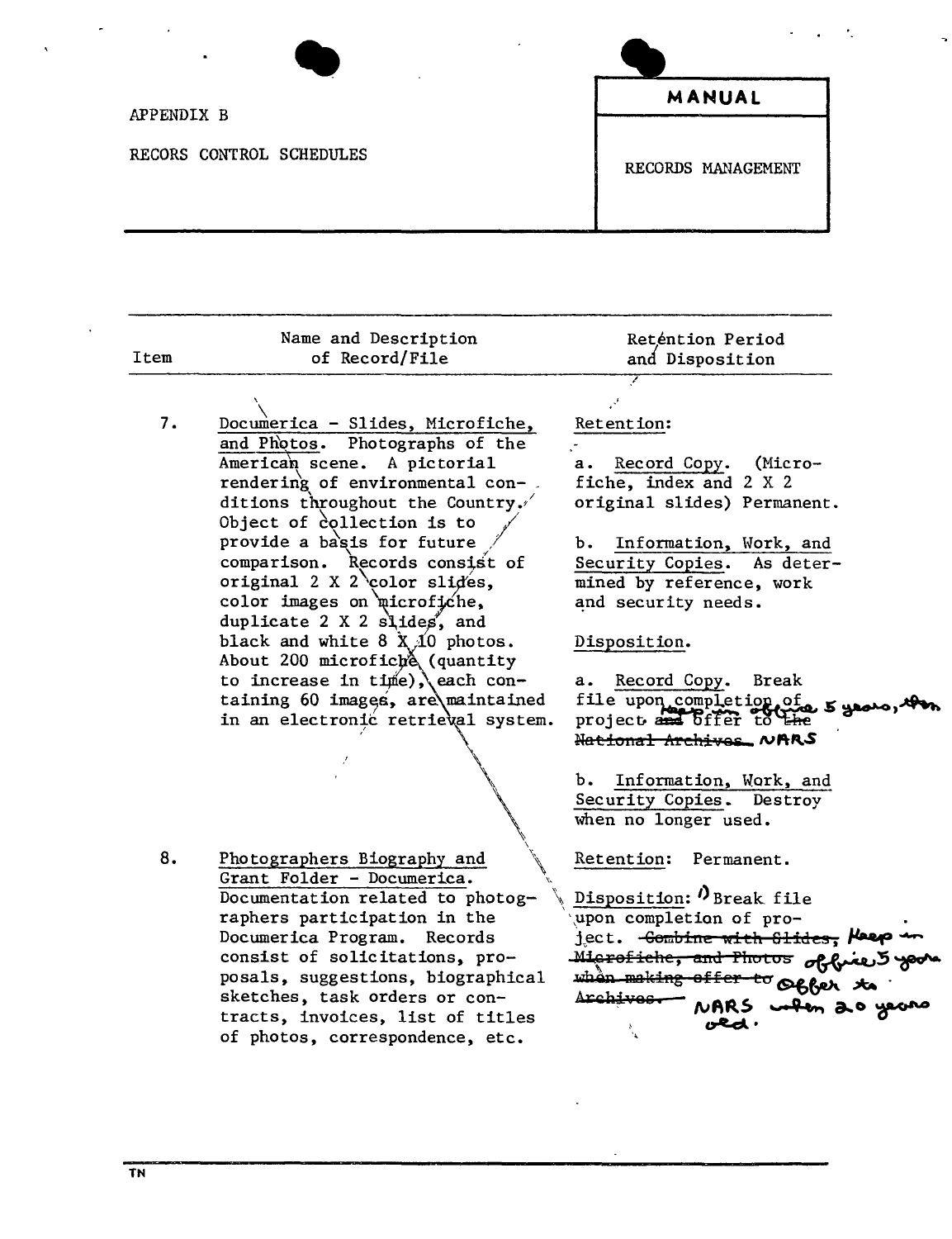APPENDIX B

RECORS CONTROL SCHEDULES

**MANUAL**

RECORDS MANAGEMENT

| Item | Name and Description of Record/File | Retention Period and Disposition |
|---|---|---|
| 7. | Documerica - Slides, Microfiche, and Photos. Photographs of the American scene. A pictorial rendering of environmental conditions throughout the Country. Object of collection is to provide a basis for future comparison. Records consist of original 2 X 2 color slides, color images on microfiche, duplicate 2 X 2 slides, and black and white 8 X 10 photos. About 200 microfiche (quantity to increase in time), each containing 60 images, are maintained in an electronic retrieval system. | Retention:<br><br>a. Record Copy. (Microfiche, index and 2 X 2 original slides) Permanent.<br><br>b. Information, Work, and Security Copies. As determined by reference, work and security needs.<br><br>Disposition.<br><br>a. Record Copy. Break file upon completion of project. ~~and~~ Keep in office 5 years, then offer to ~~the National Archives.~~ NARS<br><br>b. Information, Work, and Security Copies. Destroy when no longer used. |
| 8. | Photographers Biography and Grant Folder - Documerica. Documentation related to photographers participation in the Documerica Program. Records consist of solicitations, proposals, suggestions, biographical sketches, task orders or contracts, invoices, list of titles of photos, correspondence, etc. | Retention: Permanent.<br><br>Disposition: 1) Break file upon completion of project. ~~Combine with Slides, Microfiche, and Photos when making offer to Archives.~~ Keep in office 5 years. Offer to NARS when 20 years old. |

TN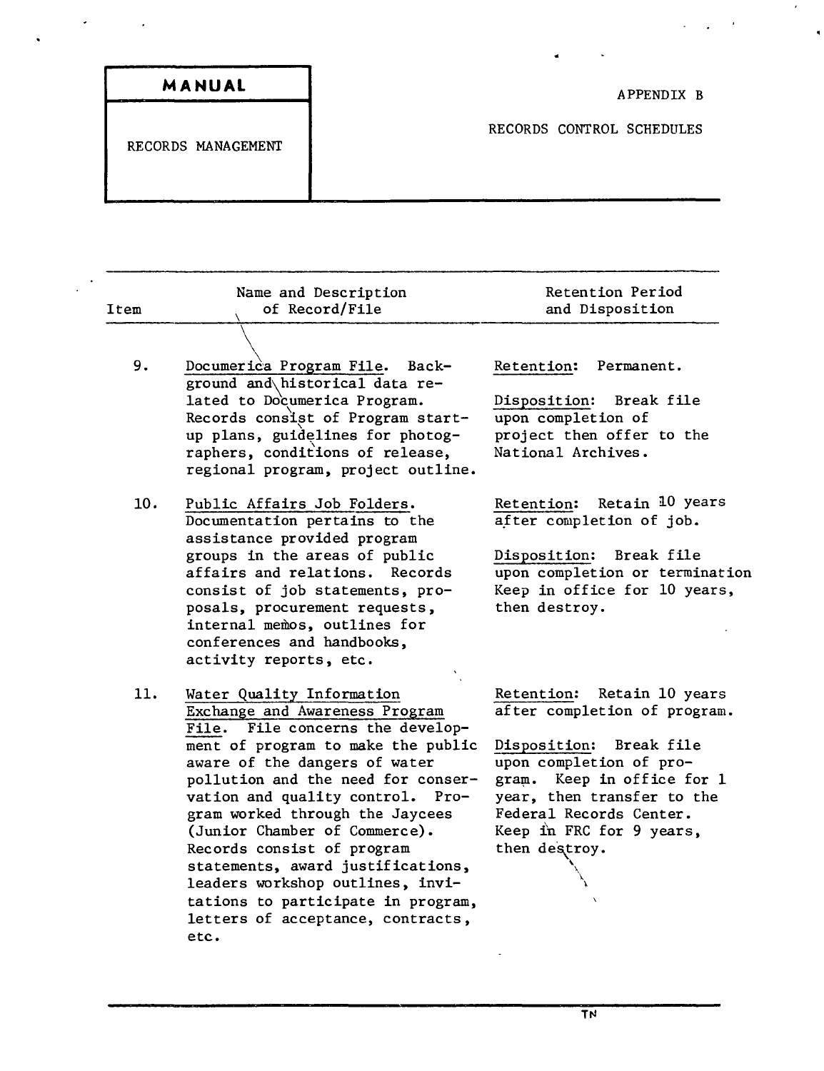**MANUAL**

RECORDS MANAGEMENT

APPENDIX B

RECORDS CONTROL SCHEDULES

| Item | Name and Description of Record/File | Retention Period and Disposition |
|---|---|---|
| 9. | Documerica Program File. Background and historical data related to Documerica Program. Records consist of Program start-up plans, guidelines for photographers, conditions of release, regional program, project outline. | Retention: Permanent.<br><br>Disposition: Break file upon completion of project then offer to the National Archives. |
| 10. | Public Affairs Job Folders. Documentation pertains to the assistance provided program groups in the areas of public affairs and relations. Records consist of job statements, proposals, procurement requests, internal memos, outlines for conferences and handbooks, activity reports, etc. | Retention: Retain 10 years after completion of job.<br><br>Disposition: Break file upon completion or termination Keep in office for 10 years, then destroy. |
| 11. | Water Quality Information Exchange and Awareness Program File. File concerns the development of program to make the public aware of the dangers of water pollution and the need for conservation and quality control. Program worked through the Jaycees (Junior Chamber of Commerce). Records consist of program statements, award justifications, leaders workshop outlines, invitations to participate in program, letters of acceptance, contracts, etc. | Retention: Retain 10 years after completion of program.<br><br>Disposition: Break file upon completion of program. Keep in office for 1 year, then transfer to the Federal Records Center. Keep in FRC for 9 years, then destroy. |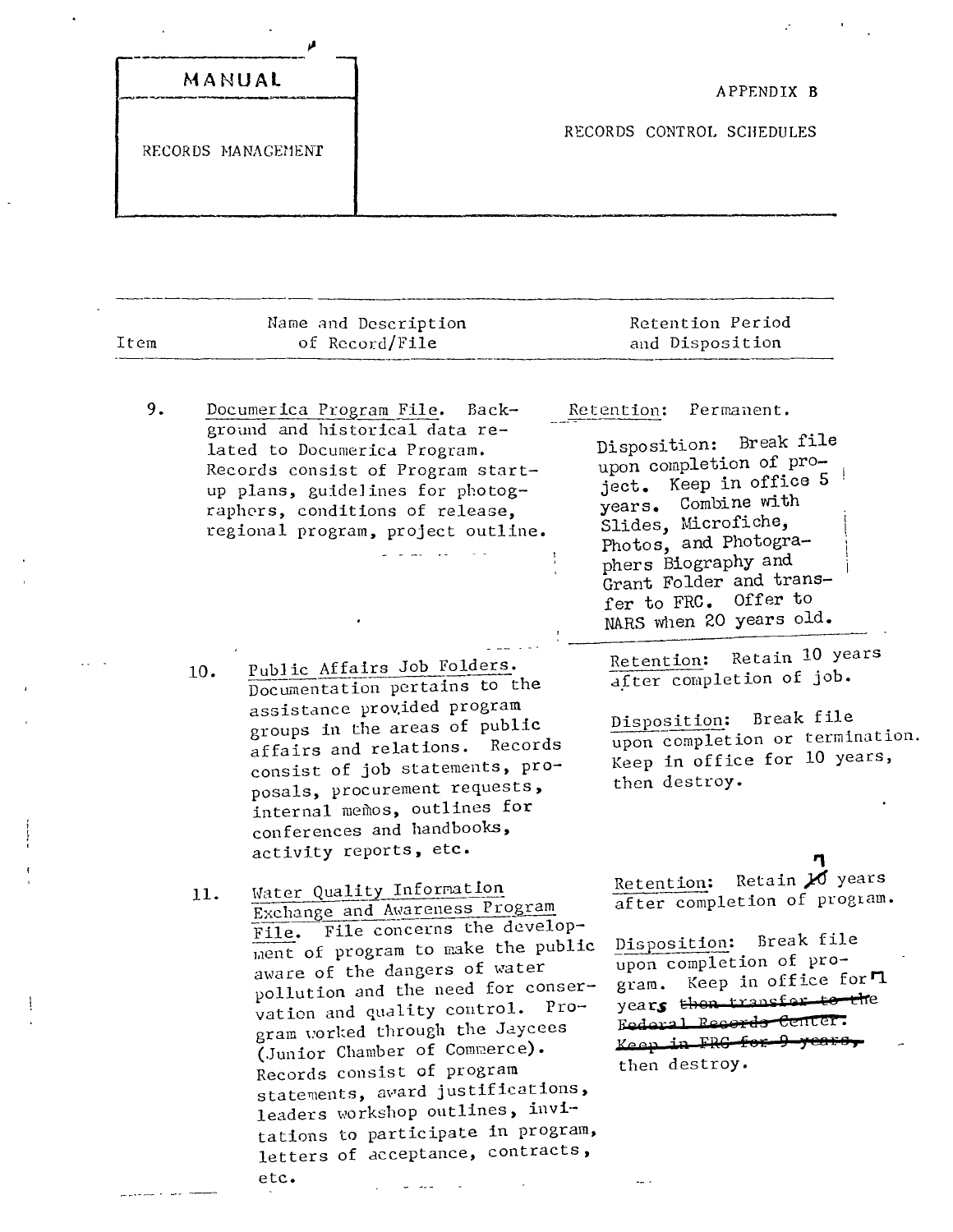| MANUAL |
|---|
| RECORDS MANAGEMENT |

APPENDIX B

RECORDS CONTROL SCHEDULES

| Item | Name and Description of Record/File | Retention Period and Disposition |
|---|---|---|
| 9. | Documerica Program File. Background and historical data related to Documerica Program. Records consist of Program start-up plans, guidelines for photographers, conditions of release, regional program, project outline. | Retention: Permanent. Disposition: Break file upon completion of project. Keep in office 5 years. Combine with Slides, Microfiche, Photos, and Photographers Biography and Grant Folder and transfer to FRC. Offer to NARS when 20 years old. |
| 10. | Public Affairs Job Folders. Documentation pertains to the assistance provided program groups in the areas of public affairs and relations. Records consist of job statements, proposals, procurement requests, internal memos, outlines for conferences and handbooks, activity reports, etc. | Retention: Retain 10 years after completion of job. Disposition: Break file upon completion or termination. Keep in office for 10 years, then destroy. |
| 11. | Water Quality Information Exchange and Awareness Program File. File concerns the development of program to make the public aware of the dangers of water pollution and the need for conservation and quality control. Program worked through the Jaycees (Junior Chamber of Commerce). Records consist of program statements, award justifications, leaders workshop outlines, invitations to participate in program, letters of acceptance, contracts, etc. | Retention: Retain ~~10~~ 1 years after completion of program. Disposition: Break file upon completion of program. Keep in office for 1 years ~~then transfer to the Federal Records Center. Keep in FRC for 9 years,~~ then destroy. |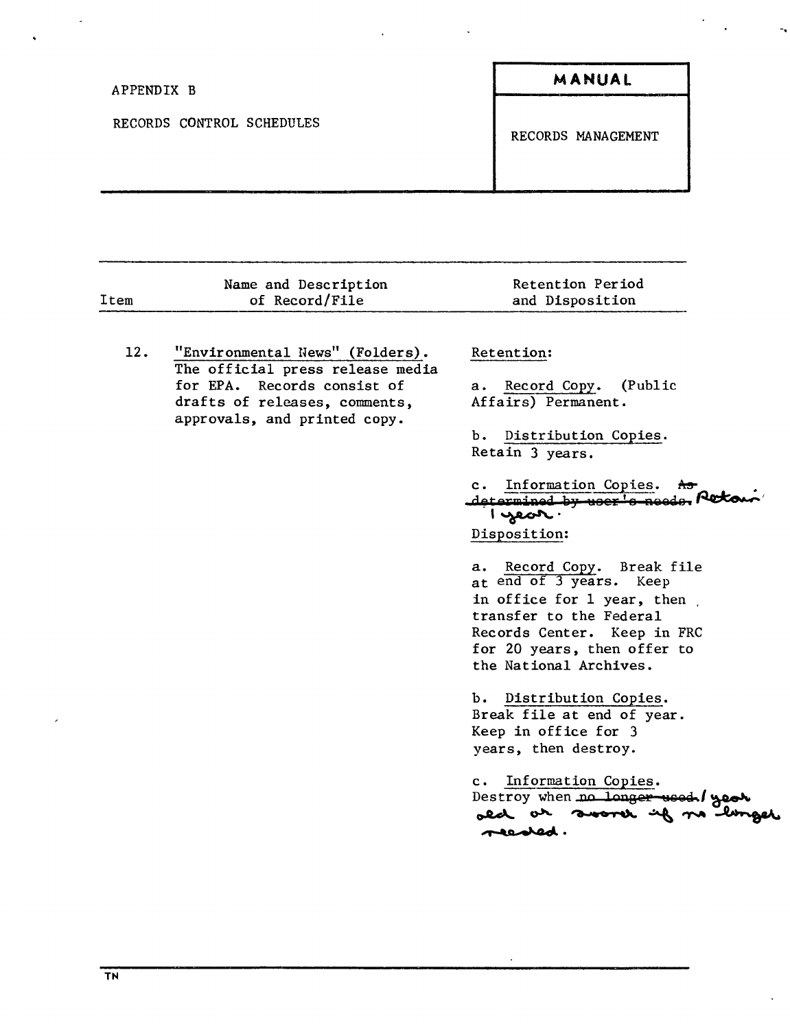APPENDIX B

RECORDS CONTROL SCHEDULES

**MANUAL**

RECORDS MANAGEMENT

| Item | Name and Description of Record/File | Retention Period and Disposition |
|---|---|---|
| 12. | "Environmental News" (Folders). The official press release media for EPA. Records consist of drafts of releases, comments, approvals, and printed copy. | Retention:<br><br>a. Record Copy. (Public Affairs) Permanent.<br><br>b. Distribution Copies. Retain 3 years.<br><br>c. Information Copies. ~~As determined by user's needs.~~ Retain 1 year.<br><br>Disposition:<br><br>a. Record Copy. Break file at end of 3 years. Keep in office for 1 year, then transfer to the Federal Records Center. Keep in FRC for 20 years, then offer to the National Archives.<br><br>b. Distribution Copies. Break file at end of year. Keep in office for 3 years, then destroy.<br><br>c. Information Copies. Destroy when ~~no longer used.~~ 1 year old or sooner if no longer needed. |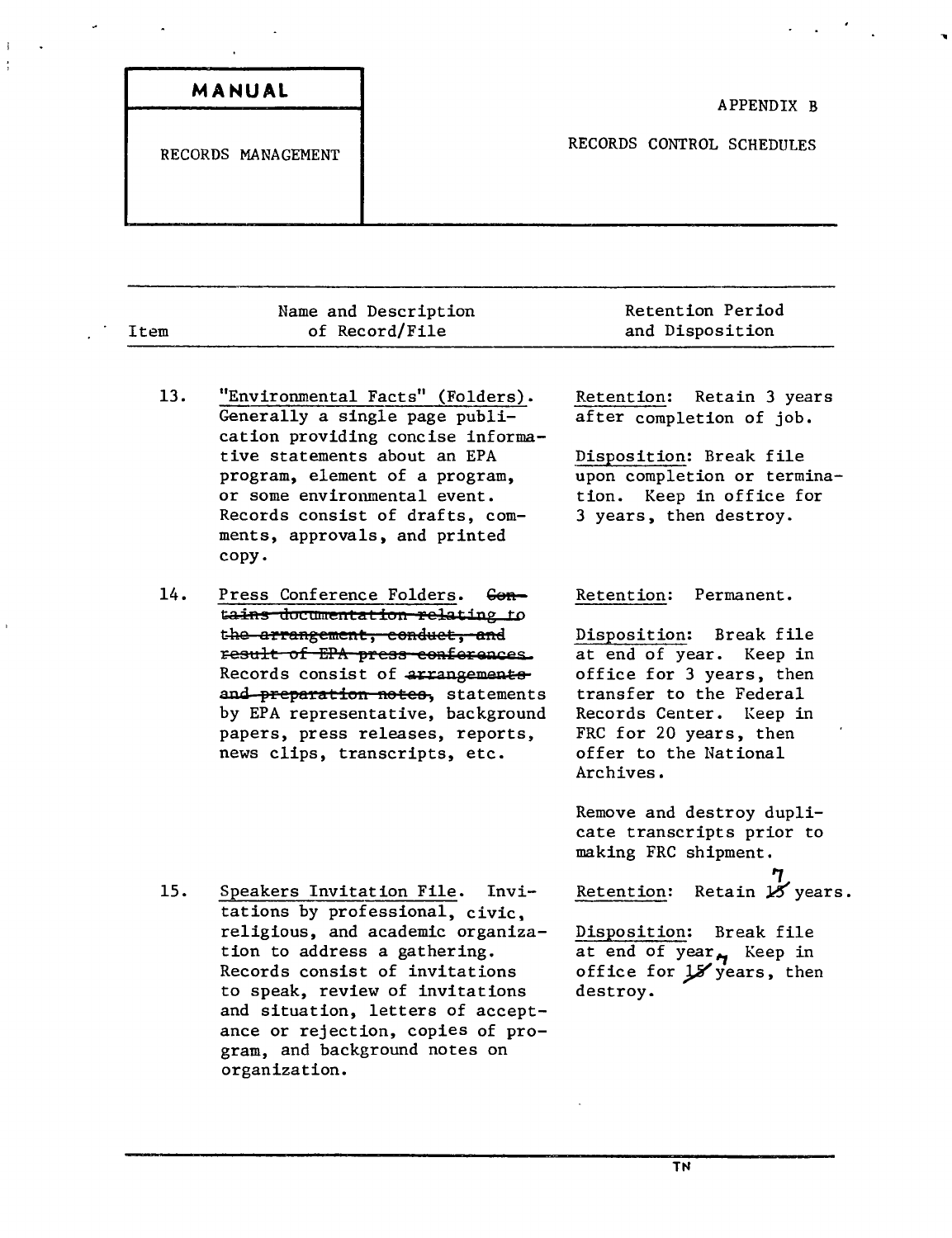| MANUAL | APPENDIX B |
| --- | --- |
| RECORDS MANAGEMENT | RECORDS CONTROL SCHEDULES |

| Item | Name and Description of Record/File | Retention Period and Disposition |
| --- | --- | --- |
| 13. | "Environmental Facts" (Folders). Generally a single page publication providing concise informative statements about an EPA program, element of a program, or some environmental event. Records consist of drafts, comments, approvals, and printed copy. | Retention: Retain 3 years after completion of job.<br><br>Disposition: Break file upon completion or termination. Keep in office for 3 years, then destroy. |
| 14. | Press Conference Folders. ~~Contains documentation relating to the arrangement, conduct, and result of EPA press conferences.~~ Records consist of ~~arrangements and preparation notes~~, statements by EPA representative, background papers, press releases, reports, news clips, transcripts, etc. | Retention: Permanent.<br><br>Disposition: Break file at end of year. Keep in office for 3 years, then transfer to the Federal Records Center. Keep in FRC for 20 years, then offer to the National Archives.<br><br>Remove and destroy duplicate transcripts prior to making FRC shipment. |
| 15. | Speakers Invitation File. Invitations by professional, civic, religious, and academic organization to address a gathering. Records consist of invitations to speak, review of invitations and situation, letters of acceptance or rejection, copies of program, and background notes on organization. | Retention: Retain ~~15~~ 7 years.<br><br>Disposition: Break file at end of year. Keep in office for ~~15~~ 7 years, then destroy. |

TN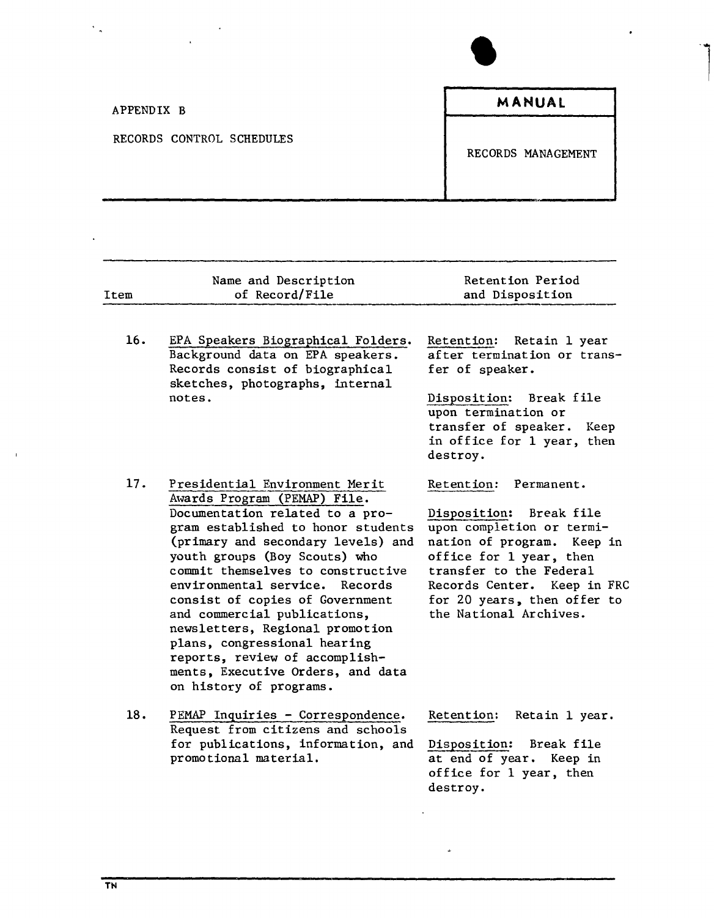APPENDIX B

RECORDS CONTROL SCHEDULES

**MANUAL**

RECORDS MANAGEMENT

| Item | Name and Description of Record/File | Retention Period and Disposition |
|---|---|---|
| 16. | EPA Speakers Biographical Folders. Background data on EPA speakers. Records consist of biographical sketches, photographs, internal notes. | Retention: Retain 1 year after termination or transfer of speaker.<br><br>Disposition: Break file upon termination or transfer of speaker. Keep in office for 1 year, then destroy. |
| 17. | Presidential Environment Merit Awards Program (PEMAP) File. Documentation related to a program established to honor students (primary and secondary levels) and youth groups (Boy Scouts) who commit themselves to constructive environmental service. Records consist of copies of Government and commercial publications, newsletters, Regional promotion plans, congressional hearing reports, review of accomplishments, Executive Orders, and data on history of programs. | Retention: Permanent.<br><br>Disposition: Break file upon completion or termination of program. Keep in office for 1 year, then transfer to the Federal Records Center. Keep in FRC for 20 years, then offer to the National Archives. |
| 18. | PEMAP Inquiries - Correspondence. Request from citizens and schools for publications, information, and promotional material. | Retention: Retain 1 year.<br><br>Disposition: Break file at end of year. Keep in office for 1 year, then destroy. |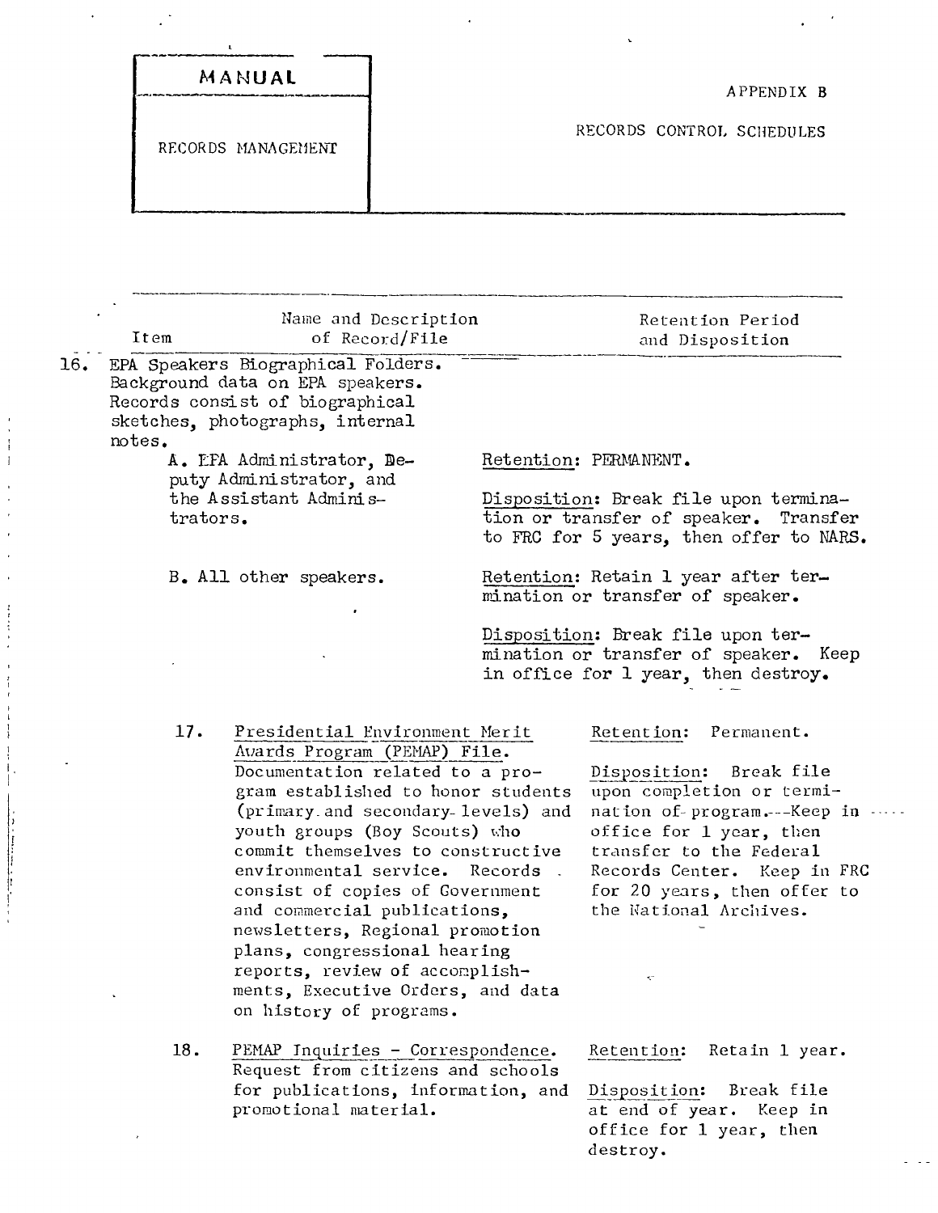| MANUAL | APPENDIX B |
| --- | --- |
| RECORDS MANAGEMENT | RECORDS CONTROL SCHEDULES |

| Item | Name and Description of Record/File | Retention Period and Disposition |
| --- | --- | --- |
| 16. | EPA Speakers Biographical Folders. Background data on EPA speakers. Records consist of biographical sketches, photographs, internal notes. | |
| | A. EPA Administrator, Deputy Administrator, and the Assistant Administrators. | Retention: PERMANENT.<br><br>Disposition: Break file upon termination or transfer of speaker. Transfer to FRC for 5 years, then offer to NARS. |
| | B. All other speakers. | Retention: Retain 1 year after termination or transfer of speaker.<br><br>Disposition: Break file upon termination or transfer of speaker. Keep in office for 1 year, then destroy. |
| 17. | Presidential Environment Merit Awards Program (PEMAP) File. Documentation related to a program established to honor students (primary and secondary levels) and youth groups (Boy Scouts) who commit themselves to constructive environmental service. Records consist of copies of Government and commercial publications, newsletters, Regional promotion plans, congressional hearing reports, review of accomplishments, Executive Orders, and data on history of programs. | Retention: Permanent.<br><br>Disposition: Break file upon completion or termination of program. Keep in office for 1 year, then transfer to the Federal Records Center. Keep in FRC for 20 years, then offer to the National Archives. |
| 18. | PEMAP Inquiries - Correspondence. Request from citizens and schools for publications, information, and promotional material. | Retention: Retain 1 year.<br><br>Disposition: Break file at end of year. Keep in office for 1 year, then destroy. |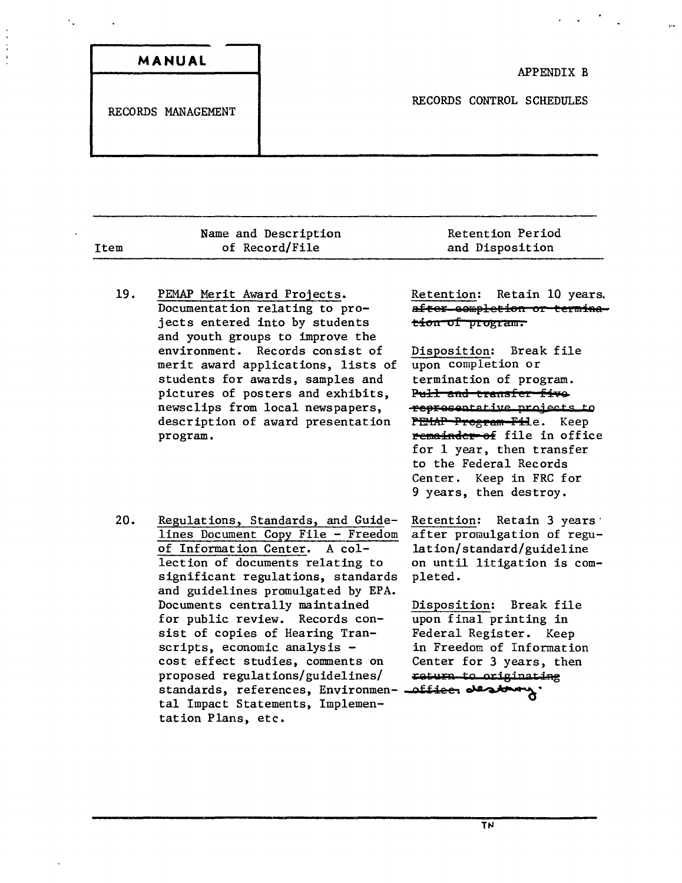| MANUAL | APPENDIX B |
|---|---|
| RECORDS MANAGEMENT | RECORDS CONTROL SCHEDULES |

| Item | Name and Description of Record/File | Retention Period and Disposition |
|---|---|---|
| 19. | <u>PEMAP Merit Award Projects.</u> Documentation relating to projects entered into by students and youth groups to improve the environment. Records consist of merit award applications, lists of students for awards, samples and pictures of posters and exhibits, newsclips from local newspapers, description of award presentation program. | <u>Retention</u>: Retain 10 years. ~~after completion or termination of program.~~<br><br><u>Disposition</u>: Break file upon completion or termination of program. ~~Pull and transfer five representative projects to PEMAP Program File~~. Keep ~~remainder of~~ file in office for 1 year, then transfer to the Federal Records Center. Keep in FRC for 9 years, then destroy. |
| 20. | <u>Regulations, Standards, and Guidelines Document Copy File - Freedom of Information Center.</u> A collection of documents relating to significant regulations, standards and guidelines promulgated by EPA. Documents centrally maintained for public review. Records consist of copies of Hearing Transcripts, economic analysis - cost effect studies, comments on proposed regulations/guidelines/standards, references, Environmental Impact Statements, Implementation Plans, etc. | <u>Retention</u>: Retain 3 years after promulgation of regulation/standard/guideline on until litigation is completed.<br><br><u>Disposition</u>: Break file upon final printing in Federal Register. Keep in Freedom of Information Center for 3 years, then ~~return to originating office~~. destroy. |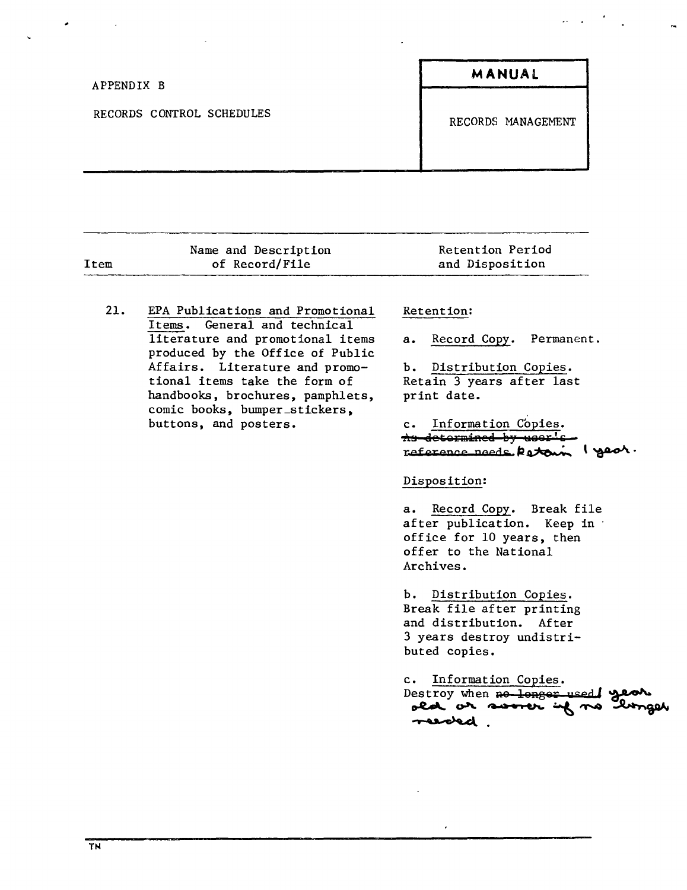APPENDIX B

RECORDS CONTROL SCHEDULES

**MANUAL**

RECORDS MANAGEMENT

| Item | Name and Description of Record/File | Retention Period and Disposition |
|---|---|---|
| 21. | EPA Publications and Promotional Items. General and technical literature and promotional items produced by the Office of Public Affairs. Literature and promotional items take the form of handbooks, brochures, pamphlets, comic books, bumper stickers, buttons, and posters. | Retention:<br><br>a. Record Copy. Permanent.<br><br>b. Distribution Copies. Retain 3 years after last print date.<br><br>c. Information Copies. ~~As determined by user's reference needs.~~ Retain 1 year.<br><br>Disposition:<br><br>a. Record Copy. Break file after publication. Keep in office for 10 years, then offer to the National Archives.<br><br>b. Distribution Copies. Break file after printing and distribution. After 3 years destroy undistributed copies.<br><br>c. Information Copies. Destroy when ~~no longer used~~ 1 year old or sooner if no longer needed. |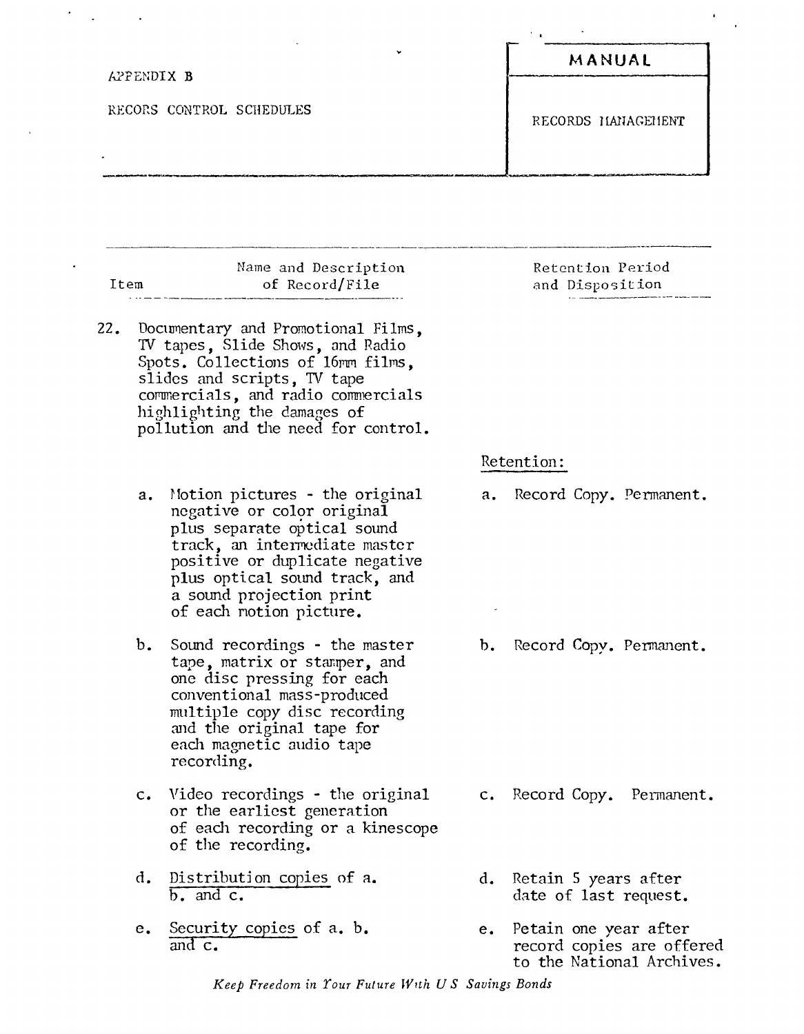APPENDIX B

RECORS CONTROL SCHEDULES

**MANUAL**

RECORDS MANAGEMENT

| Item | Name and Description of Record/File | Retention Period and Disposition |
|---|---|---|
| 22. | Documentary and Promotional Films, TV tapes, Slide Shows, and Radio Spots. Collections of 16mm films, slides and scripts, TV tape commercials, and radio commercials highlighting the damages of pollution and the need for control. | Retention: |
| | a. Motion pictures - the original negative or color original plus separate optical sound track, an intermediate master positive or duplicate negative plus optical sound track, and a sound projection print of each motion picture. | a. Record Copy. Permanent. |
| | b. Sound recordings - the master tape, matrix or stamper, and one disc pressing for each conventional mass-produced multiple copy disc recording and the original tape for each magnetic audio tape recording. | b. Record Copy. Permanent. |
| | c. Video recordings - the original or the earliest generation of each recording or a kinescope of the recording. | c. Record Copy. Permanent. |
| | d. Distribution copies of a. b. and c. | d. Retain 5 years after date of last request. |
| | e. Security copies of a. b. and c. | e. Petain one year after record copies are offered to the National Archives. |

*Keep Freedom in Your Future With U S Savings Bonds*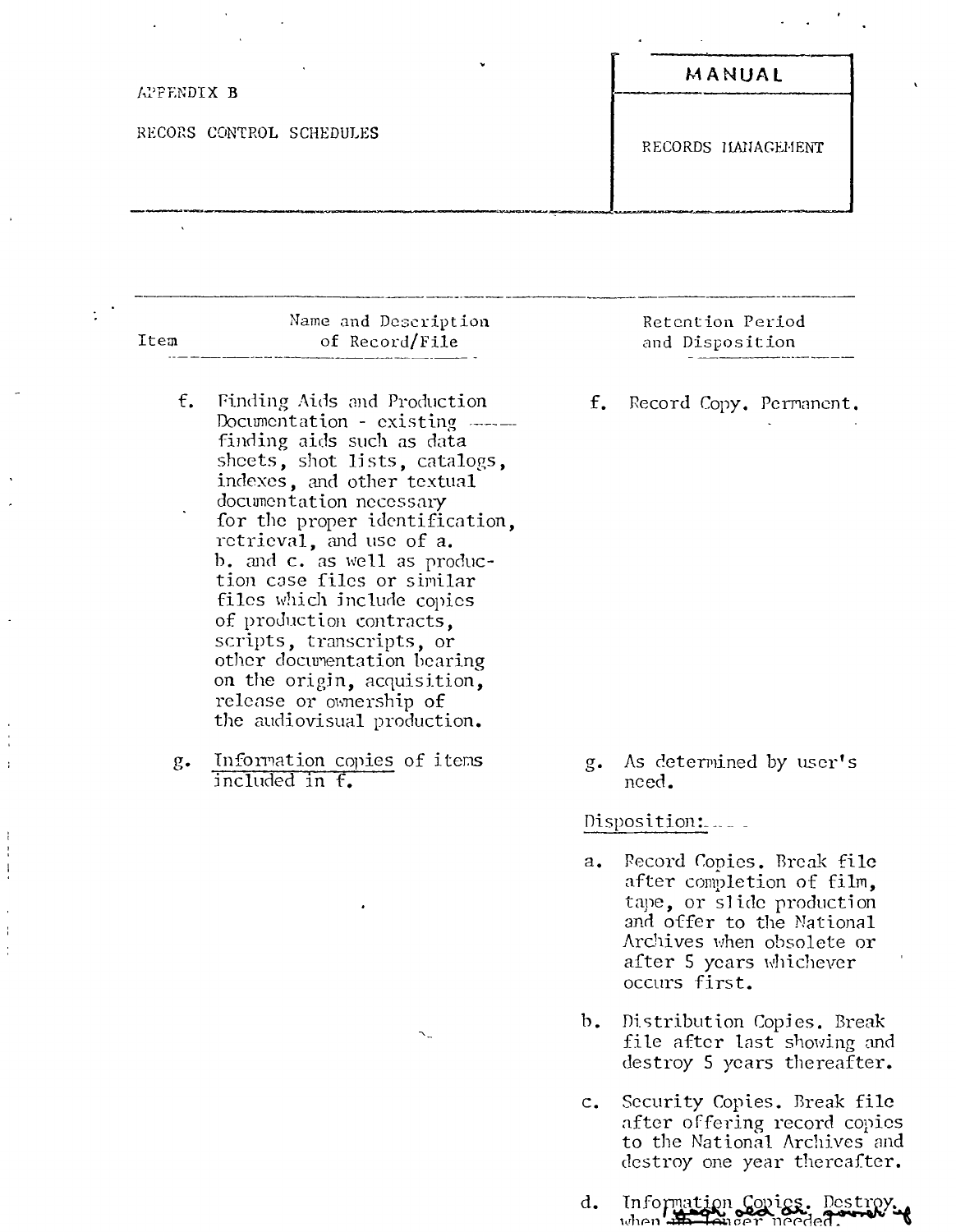APPENDIX B

RECORS CONTROL SCHEDULES

**MANUAL**

RECORDS MANAGEMENT

| Item | Name and Description of Record/File | Retention Period and Disposition |
|---|---|---|
| f. | Finding Aids and Production Documentation - existing finding aids such as data sheets, shot lists, catalogs, indexes, and other textual documentation necessary for the proper identification, retrieval, and use of a. b. and c. as well as production case files or similar files which include copies of production contracts, scripts, transcripts, or other documentation bearing on the origin, acquisition, release or ownership of the audiovisual production. | f. Record Copy. Permanent. |
| g. | Information copies of items included in f. | g. As determined by user's need. |

Disposition:

a. Record Copies. Break file after completion of film, tape, or slide production and offer to the National Archives when obsolete or after 5 years whichever occurs first.

b. Distribution Copies. Break file after last showing and destroy 5 years thereafter.

c. Security Copies. Break file after offering record copies to the National Archives and destroy one year thereafter.

d. Information Copies. Destroy when ~~no longer~~ needed.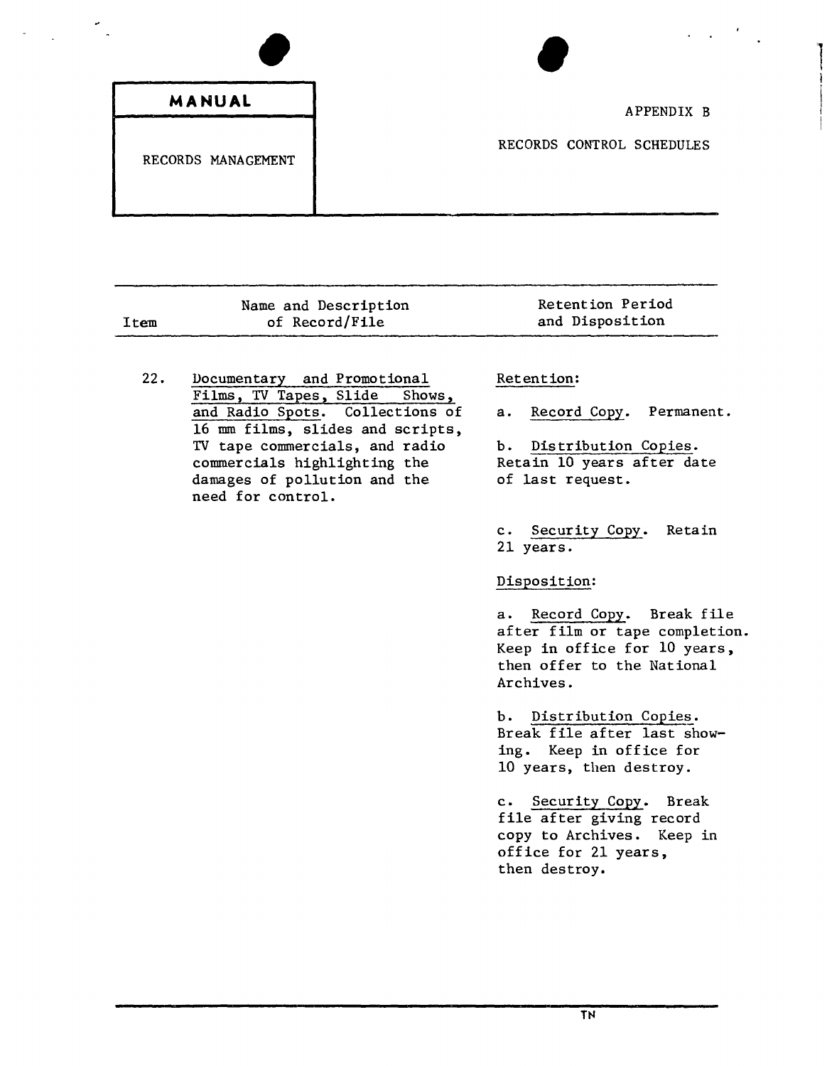| MANUAL | |
|---|---|
| RECORDS MANAGEMENT | APPENDIX B<br><br>RECORDS CONTROL SCHEDULES |

| Item | Name and Description of Record/File | Retention Period and Disposition |
|---|---|---|
| 22. | Documentary and Promotional Films, TV Tapes, Slide Shows, and Radio Spots. Collections of 16 mm films, slides and scripts, TV tape commercials, and radio commercials highlighting the damages of pollution and the need for control. | Retention:<br><br>a. Record Copy. Permanent.<br><br>b. Distribution Copies. Retain 10 years after date of last request.<br><br>c. Security Copy. Retain 21 years.<br><br>Disposition:<br><br>a. Record Copy. Break file after film or tape completion. Keep in office for 10 years, then offer to the National Archives.<br><br>b. Distribution Copies. Break file after last showing. Keep in office for 10 years, then destroy.<br><br>c. Security Copy. Break file after giving record copy to Archives. Keep in office for 21 years, then destroy. |

TN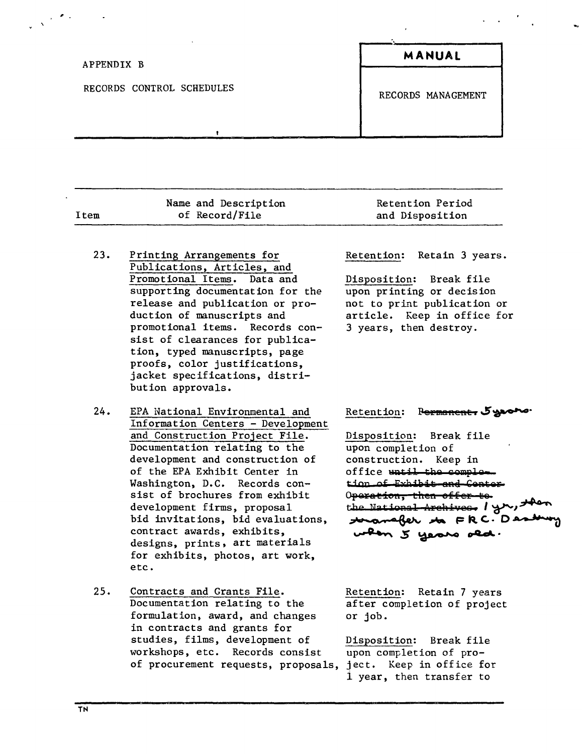APPENDIX B

RECORDS CONTROL SCHEDULES

**MANUAL**

RECORDS MANAGEMENT

| Item | Name and Description of Record/File | Retention Period and Disposition |
|---|---|---|
| 23. | Printing Arrangements for Publications, Articles, and Promotional Items. Data and supporting documentation for the release and publication or production of manuscripts and promotional items. Records consist of clearances for publication, typed manuscripts, page proofs, color justifications, jacket specifications, distribution approvals. | Retention: Retain 3 years.<br><br>Disposition: Break file upon printing or decision not to print publication or article. Keep in office for 3 years, then destroy. |
| 24. | EPA National Environmental and Information Centers - Development and Construction Project File. Documentation relating to the development and construction of of the EPA Exhibit Center in Washington, D.C. Records consist of brochures from exhibit development firms, proposal bid invitations, bid evaluations, contract awards, exhibits, designs, prints, art materials for exhibits, photos, art work, etc. | Retention: ~~Permanent.~~ 5 years.<br><br>Disposition: Break file upon completion of construction. Keep in office ~~until the completion of Exhibit and Center Operation, then offer to the National Archives.~~ 1 yr, then transfer to FRC. Destroy when 5 years old. |
| 25. | Contracts and Grants File. Documentation relating to the formulation, award, and changes in contracts and grants for studies, films, development of workshops, etc. Records consist of procurement requests, proposals, | Retention: Retain 7 years after completion of project or job.<br><br>Disposition: Break file upon completion of project. Keep in office for 1 year, then transfer to |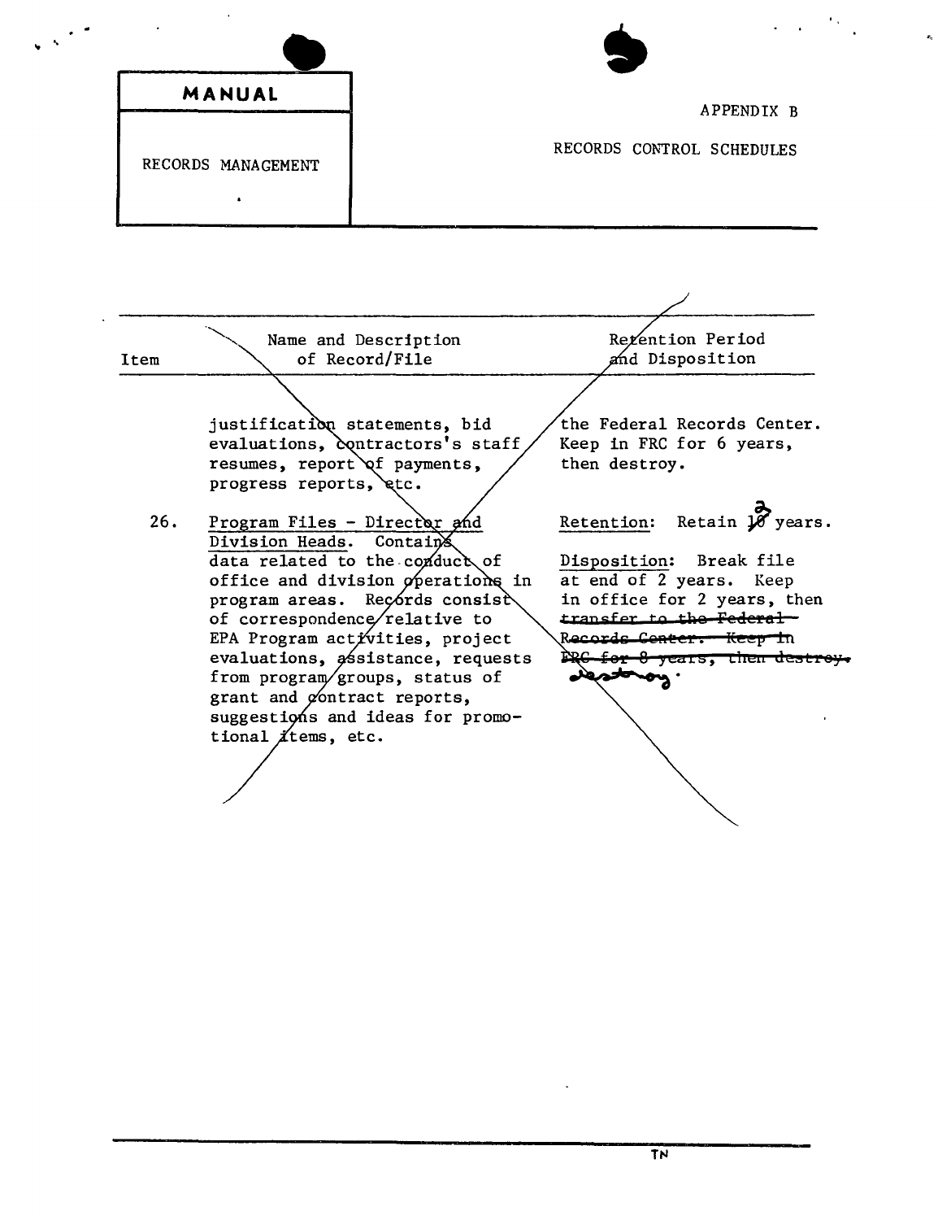**MANUAL**

RECORDS MANAGEMENT

APPENDIX B

RECORDS CONTROL SCHEDULES

| Item | Name and Description of Record/File | Retention Period and Disposition |
|---|---|---|
| | justification statements, bid evaluations, contractors's staff resumes, report of payments, progress reports, etc. | the Federal Records Center. Keep in FRC for 6 years, then destroy. |
| 26. | Program Files - Director and Division Heads. Contains data related to the conduct of office and division operations in program areas. Records consist of correspondence relative to EPA Program activities, project evaluations, assistance, requests from program groups, status of grant and contract reports, suggestions and ideas for promotional items, etc. | Retention: Retain ~~10~~ 2 years.<br><br>Disposition: Break file at end of 2 years. Keep in office for 2 years, then ~~transfer to the Federal Records Center. Keep in FRC for 8 years, then destroy.~~ destroy. |

TN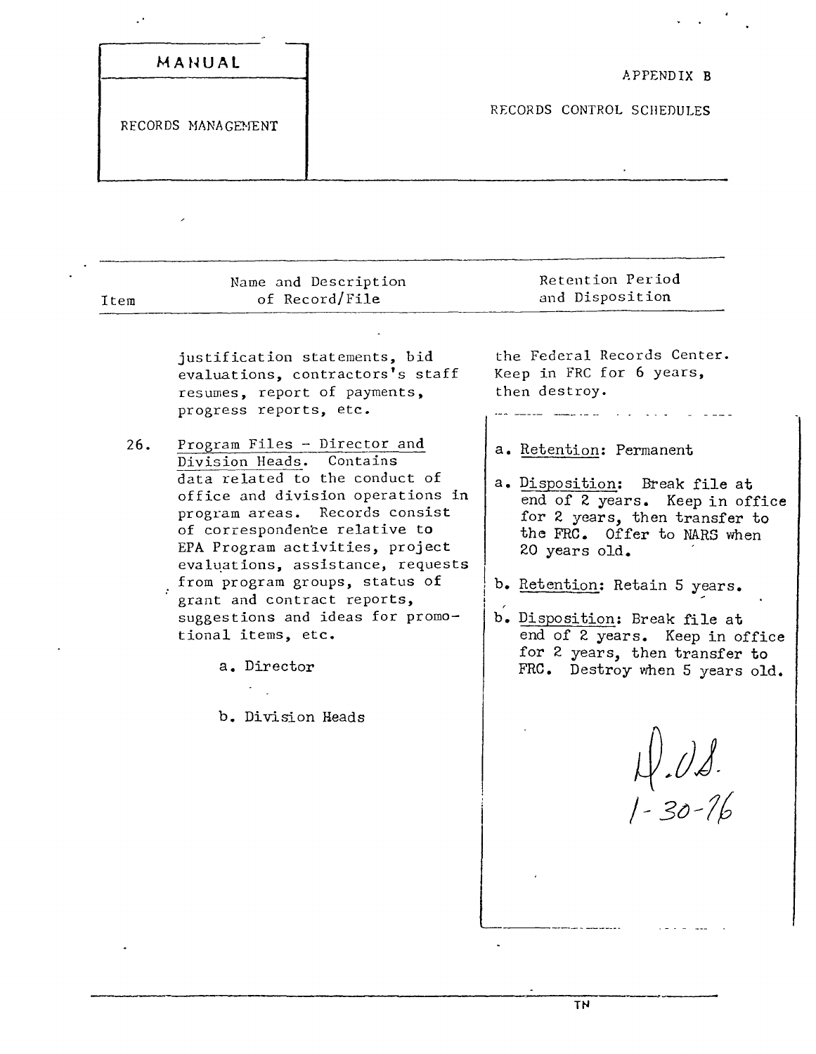| Item | Name and Description of Record/File | Retention Period and Disposition |
|---|---|---|
| | justification statements, bid evaluations, contractors's staff resumes, report of payments, progress reports, etc. | the Federal Records Center. Keep in FRC for 6 years, then destroy. |
| 26. | Program Files - Director and Division Heads. Contains data related to the conduct of office and division operations in program areas. Records consist of correspondence relative to EPA Program activities, project evaluations, assistance, requests from program groups, status of grant and contract reports, suggestions and ideas for promotional items, etc. | |
| | a. Director | a. Retention: Permanent<br>a. Disposition: Break file at end of 2 years. Keep in office for 2 years, then transfer to the FRC. Offer to NARS when 20 years old. |
| | b. Division Heads | b. Retention: Retain 5 years.<br>b. Disposition: Break file at end of 2 years. Keep in office for 2 years, then transfer to FRC. Destroy when 5 years old. |

H.O.S.
1-30-76